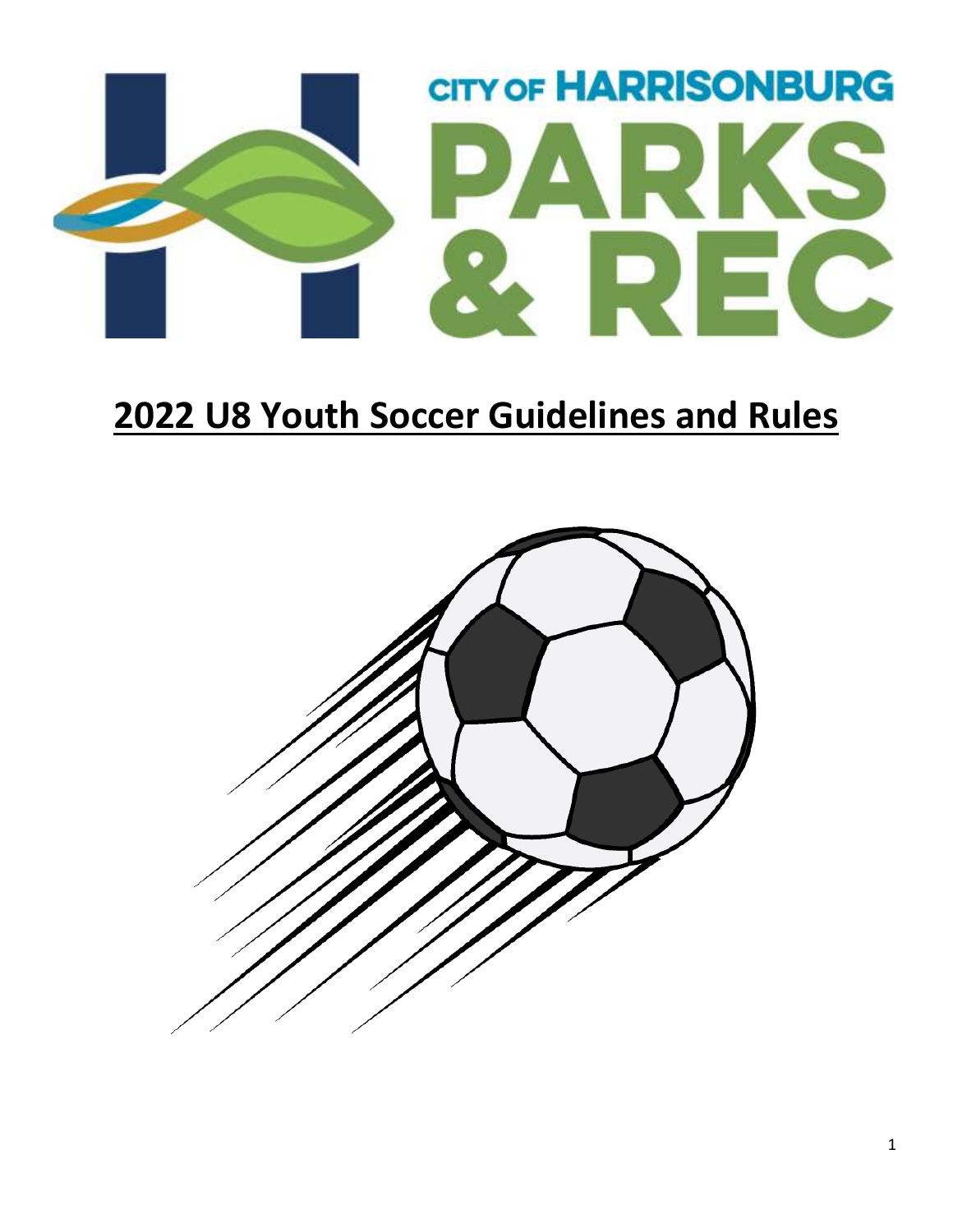CITY OF HARRISONBURG PARKS & REC

# 2022 U8 Youth Soccer Guidelines and Rules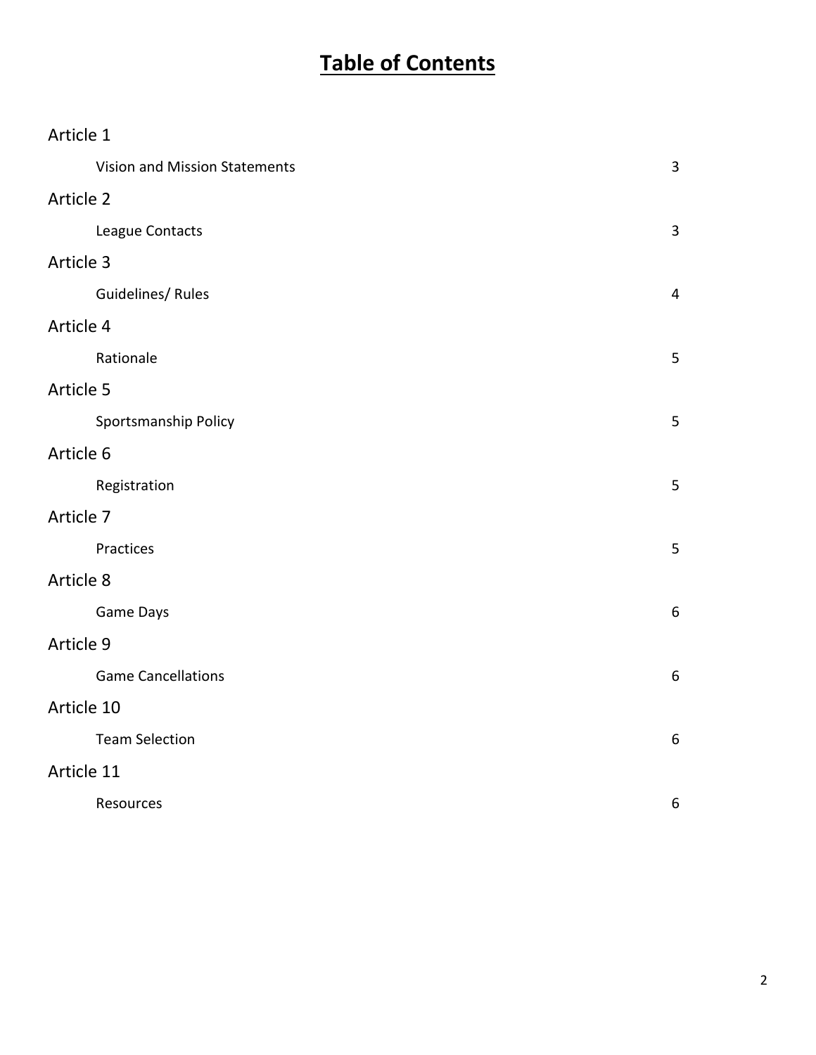# Table of Contents

Article 1

Vision and Mission Statements 3

Article 2

League Contacts 3

Article 3

Guidelines/ Rules 4

Article 4

Rationale 5

Article 5

Sportsmanship Policy 5

Article 6

Registration 5

Article 7

Practices 5

Article 8

Game Days 6

Article 9

Game Cancellations 6

Article 10

Team Selection 6

Article 11

Resources 6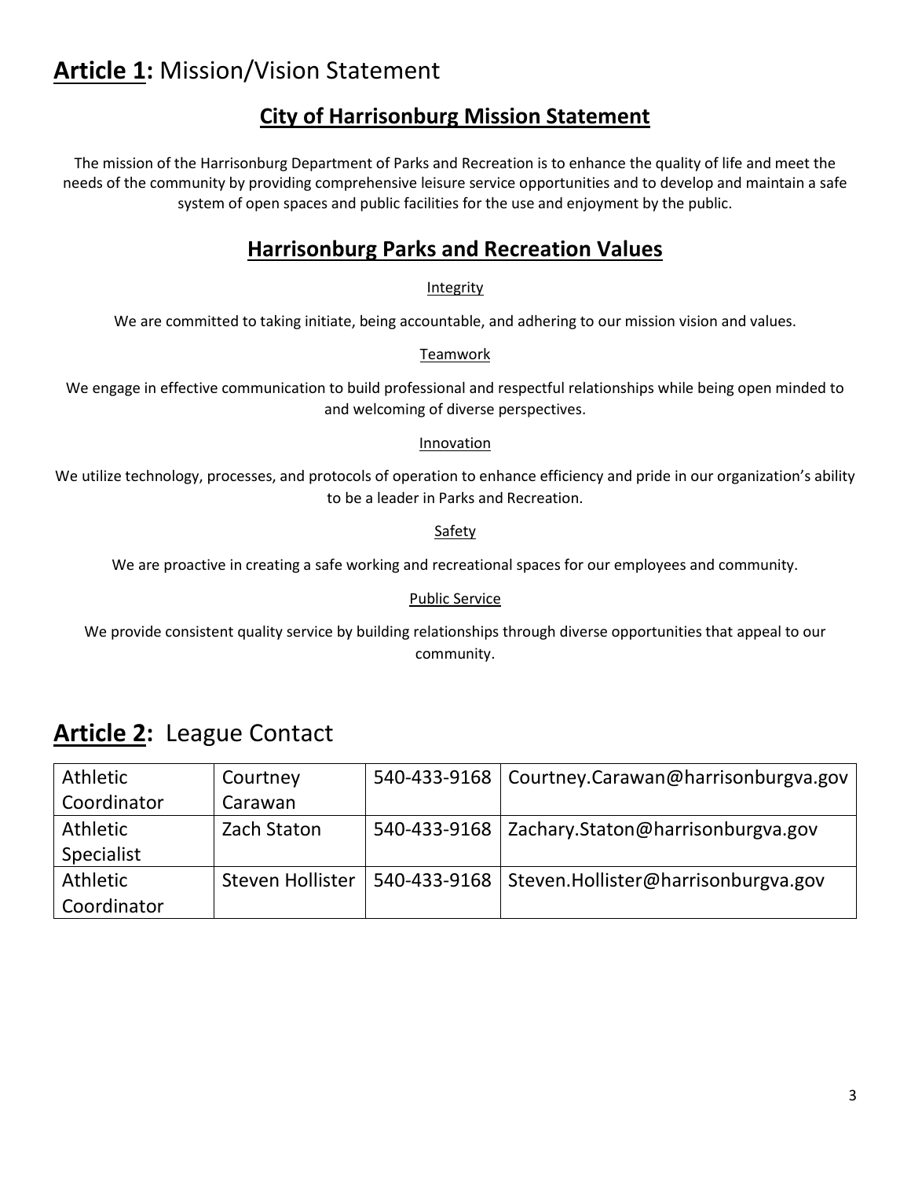# **Article 1:** Mission/Vision Statement

## City of Harrisonburg Mission Statement

The mission of the Harrisonburg Department of Parks and Recreation is to enhance the quality of life and meet the needs of the community by providing comprehensive leisure service opportunities and to develop and maintain a safe system of open spaces and public facilities for the use and enjoyment by the public.

## Harrisonburg Parks and Recreation Values

Integrity

We are committed to taking initiate, being accountable, and adhering to our mission vision and values.

Teamwork

We engage in effective communication to build professional and respectful relationships while being open minded to and welcoming of diverse perspectives.

Innovation

We utilize technology, processes, and protocols of operation to enhance efficiency and pride in our organization's ability to be a leader in Parks and Recreation.

Safety

We are proactive in creating a safe working and recreational spaces for our employees and community.

Public Service

We provide consistent quality service by building relationships through diverse opportunities that appeal to our community.

# **Article 2:** League Contact

| | | | |
|---|---|---|---|
| Athletic Coordinator | Courtney Carawan | 540-433-9168 | Courtney.Carawan@harrisonburgva.gov |
| Athletic Specialist | Zach Staton | 540-433-9168 | Zachary.Staton@harrisonburgva.gov |
| Athletic Coordinator | Steven Hollister | 540-433-9168 | Steven.Hollister@harrisonburgva.gov |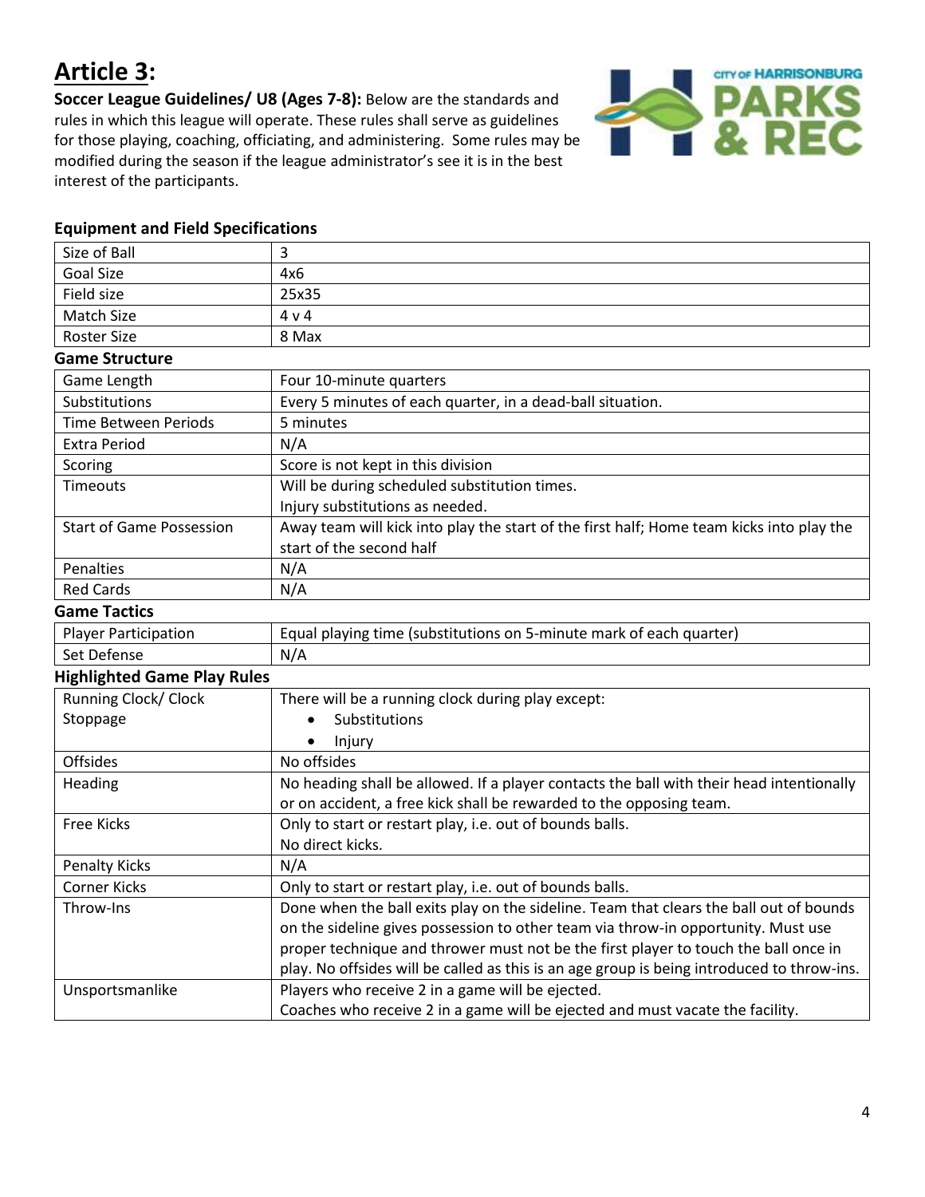# Article 3:

**Soccer League Guidelines/ U8 (Ages 7-8):** Below are the standards and rules in which this league will operate. These rules shall serve as guidelines for those playing, coaching, officiating, and administering. Some rules may be modified during the season if the league administrator's see it is in the best interest of the participants.

### Equipment and Field Specifications

| | |
|---|---|
| Size of Ball | 3 |
| Goal Size | 4x6 |
| Field size | 25x35 |
| Match Size | 4 v 4 |
| Roster Size | 8 Max |

### Game Structure

| | |
|---|---|
| Game Length | Four 10-minute quarters |
| Substitutions | Every 5 minutes of each quarter, in a dead-ball situation. |
| Time Between Periods | 5 minutes |
| Extra Period | N/A |
| Scoring | Score is not kept in this division |
| Timeouts | Will be during scheduled substitution times.<br>Injury substitutions as needed. |
| Start of Game Possession | Away team will kick into play the start of the first half; Home team kicks into play the start of the second half |
| Penalties | N/A |
| Red Cards | N/A |

### Game Tactics

| | |
|---|---|
| Player Participation | Equal playing time (substitutions on 5-minute mark of each quarter) |
| Set Defense | N/A |

### Highlighted Game Play Rules

| | |
|---|---|
| Running Clock/ Clock Stoppage | There will be a running clock during play except:<br>• Substitutions<br>• Injury |
| Offsides | No offsides |
| Heading | No heading shall be allowed. If a player contacts the ball with their head intentionally or on accident, a free kick shall be rewarded to the opposing team. |
| Free Kicks | Only to start or restart play, i.e. out of bounds balls.<br>No direct kicks. |
| Penalty Kicks | N/A |
| Corner Kicks | Only to start or restart play, i.e. out of bounds balls. |
| Throw-Ins | Done when the ball exits play on the sideline. Team that clears the ball out of bounds on the sideline gives possession to other team via throw-in opportunity. Must use proper technique and thrower must not be the first player to touch the ball once in play. No offsides will be called as this is an age group is being introduced to throw-ins. |
| Unsportsmanlike | Players who receive 2 in a game will be ejected.<br>Coaches who receive 2 in a game will be ejected and must vacate the facility. |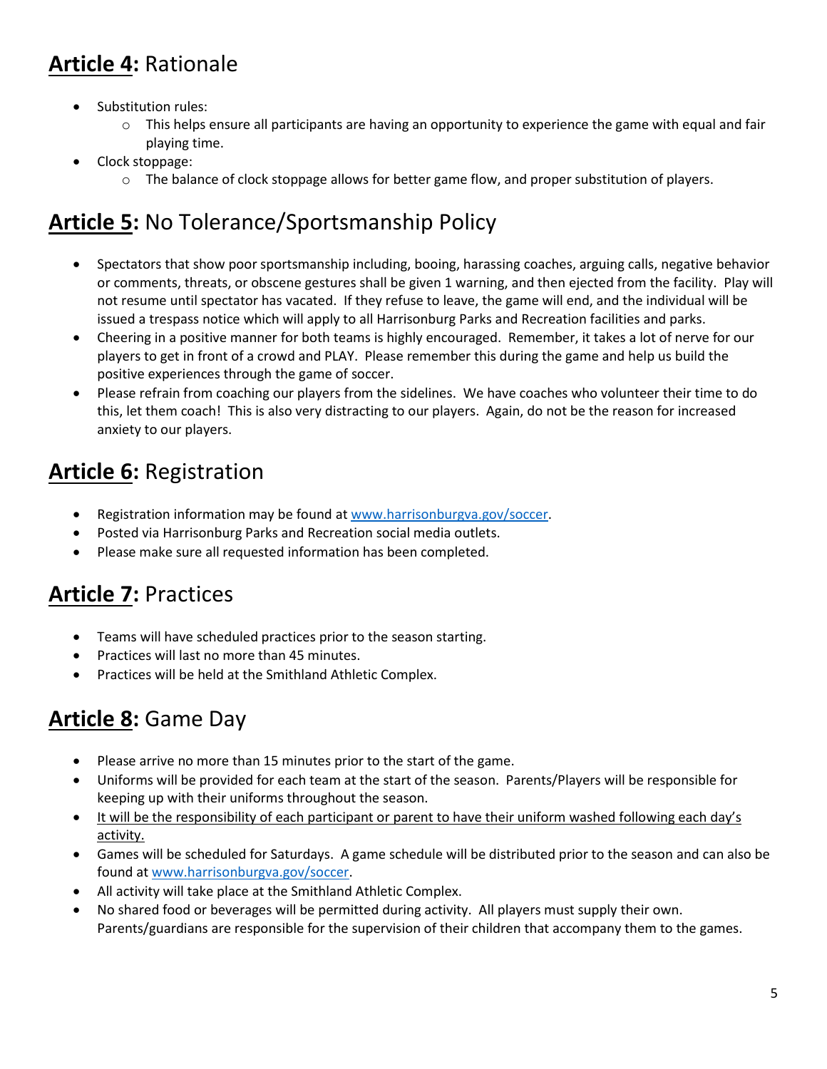## **Article 4:** Rationale

- Substitution rules:
  - This helps ensure all participants are having an opportunity to experience the game with equal and fair playing time.
- Clock stoppage:
  - The balance of clock stoppage allows for better game flow, and proper substitution of players.

## **Article 5:** No Tolerance/Sportsmanship Policy

- Spectators that show poor sportsmanship including, booing, harassing coaches, arguing calls, negative behavior or comments, threats, or obscene gestures shall be given 1 warning, and then ejected from the facility. Play will not resume until spectator has vacated. If they refuse to leave, the game will end, and the individual will be issued a trespass notice which will apply to all Harrisonburg Parks and Recreation facilities and parks.
- Cheering in a positive manner for both teams is highly encouraged. Remember, it takes a lot of nerve for our players to get in front of a crowd and PLAY. Please remember this during the game and help us build the positive experiences through the game of soccer.
- Please refrain from coaching our players from the sidelines. We have coaches who volunteer their time to do this, let them coach! This is also very distracting to our players. Again, do not be the reason for increased anxiety to our players.

## **Article 6:** Registration

- Registration information may be found at [www.harrisonburgva.gov/soccer](http://www.harrisonburgva.gov/soccer).
- Posted via Harrisonburg Parks and Recreation social media outlets.
- Please make sure all requested information has been completed.

## **Article 7:** Practices

- Teams will have scheduled practices prior to the season starting.
- Practices will last no more than 45 minutes.
- Practices will be held at the Smithland Athletic Complex.

## **Article 8:** Game Day

- Please arrive no more than 15 minutes prior to the start of the game.
- Uniforms will be provided for each team at the start of the season. Parents/Players will be responsible for keeping up with their uniforms throughout the season.
- <u>It will be the responsibility of each participant or parent to have their uniform washed following each day's activity.</u>
- Games will be scheduled for Saturdays. A game schedule will be distributed prior to the season and can also be found at [www.harrisonburgva.gov/soccer](http://www.harrisonburgva.gov/soccer).
- All activity will take place at the Smithland Athletic Complex.
- No shared food or beverages will be permitted during activity. All players must supply their own. Parents/guardians are responsible for the supervision of their children that accompany them to the games.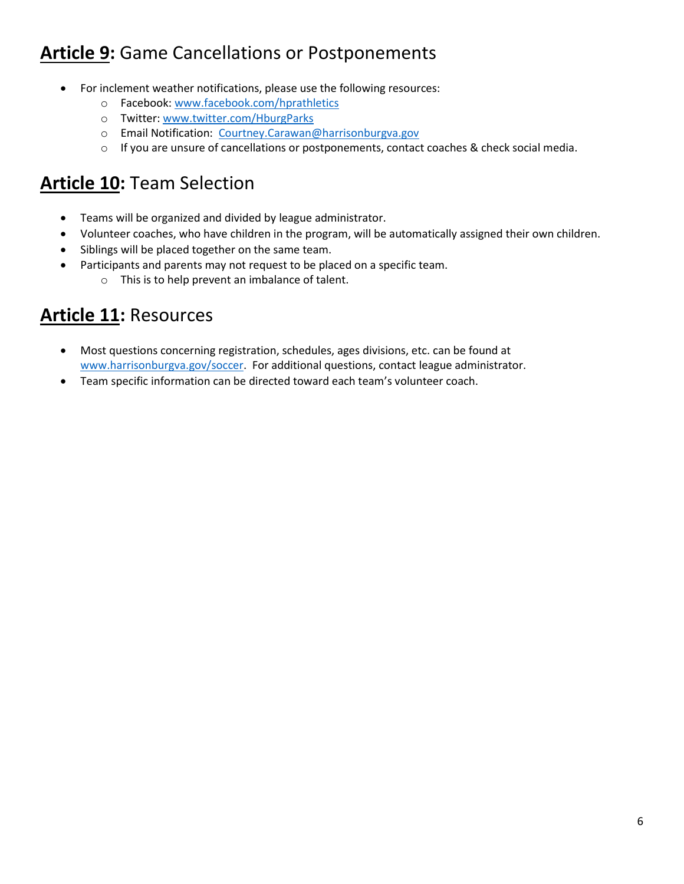## **Article 9:** Game Cancellations or Postponements

- For inclement weather notifications, please use the following resources:
  - Facebook: www.facebook.com/hprathletics
  - Twitter: www.twitter.com/HburgParks
  - Email Notification: Courtney.Carawan@harrisonburgva.gov
  - If you are unsure of cancellations or postponements, contact coaches & check social media.

## **Article 10:** Team Selection

- Teams will be organized and divided by league administrator.
- Volunteer coaches, who have children in the program, will be automatically assigned their own children.
- Siblings will be placed together on the same team.
- Participants and parents may not request to be placed on a specific team.
  - This is to help prevent an imbalance of talent.

## **Article 11:** Resources

- Most questions concerning registration, schedules, ages divisions, etc. can be found at www.harrisonburgva.gov/soccer. For additional questions, contact league administrator.
- Team specific information can be directed toward each team's volunteer coach.